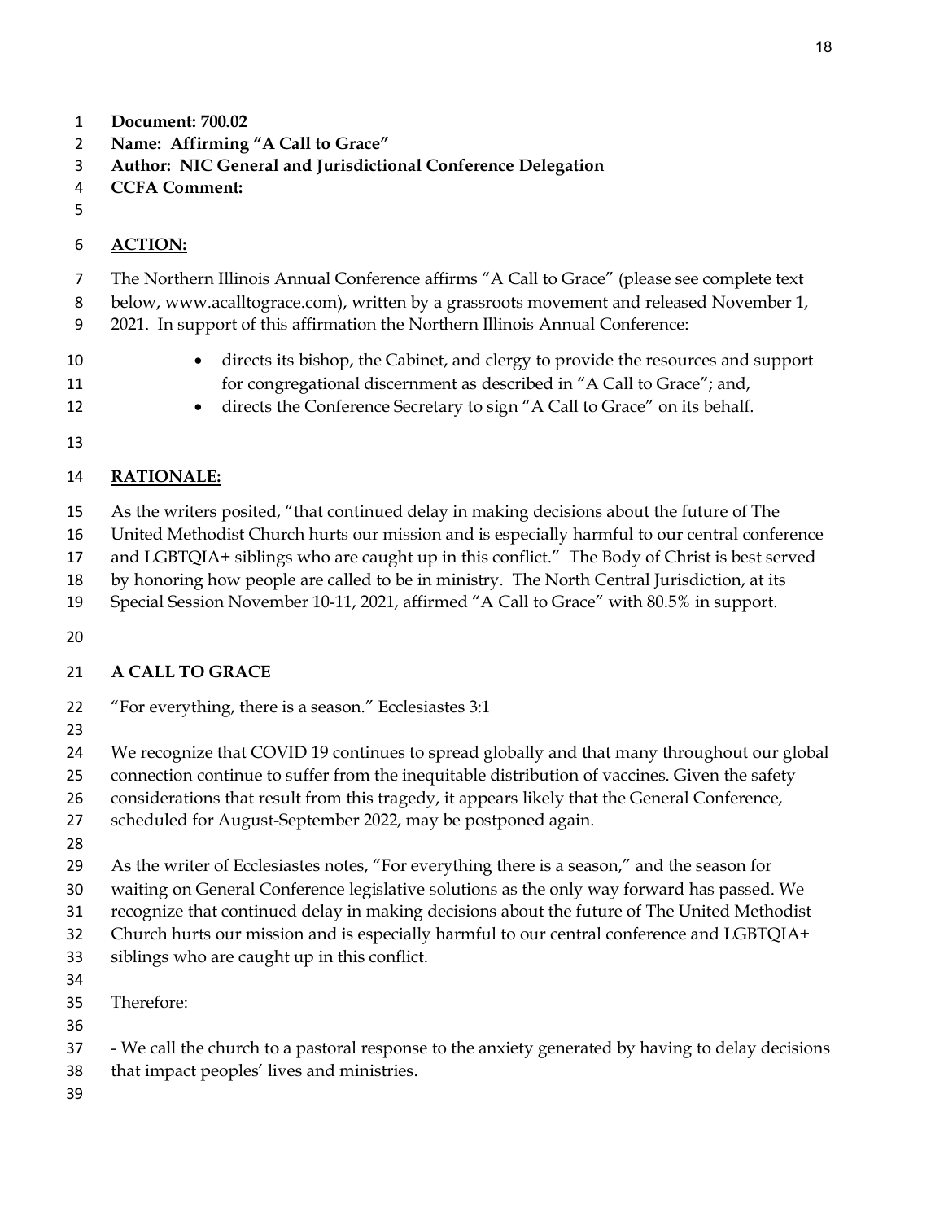**Document: 700.02**
**Name: Affirming "A Call to Grace"**
**Author: NIC General and Jurisdictional Conference Delegation**
**CCFA Comment:**

**ACTION:**

The Northern Illinois Annual Conference affirms "A Call to Grace" (please see complete text below, www.acalltograce.com), written by a grassroots movement and released November 1, 2021. In support of this affirmation the Northern Illinois Annual Conference:

- directs its bishop, the Cabinet, and clergy to provide the resources and support for congregational discernment as described in "A Call to Grace"; and,
- directs the Conference Secretary to sign "A Call to Grace" on its behalf.

**RATIONALE:**

As the writers posited, "that continued delay in making decisions about the future of The United Methodist Church hurts our mission and is especially harmful to our central conference and LGBTQIA+ siblings who are caught up in this conflict." The Body of Christ is best served by honoring how people are called to be in ministry. The North Central Jurisdiction, at its Special Session November 10-11, 2021, affirmed "A Call to Grace" with 80.5% in support.

**A CALL TO GRACE**

"For everything, there is a season." Ecclesiastes 3:1

We recognize that COVID 19 continues to spread globally and that many throughout our global connection continue to suffer from the inequitable distribution of vaccines. Given the safety considerations that result from this tragedy, it appears likely that the General Conference, scheduled for August-September 2022, may be postponed again.

As the writer of Ecclesiastes notes, "For everything there is a season," and the season for waiting on General Conference legislative solutions as the only way forward has passed. We recognize that continued delay in making decisions about the future of The United Methodist Church hurts our mission and is especially harmful to our central conference and LGBTQIA+ siblings who are caught up in this conflict.

Therefore:

- We call the church to a pastoral response to the anxiety generated by having to delay decisions that impact peoples' lives and ministries.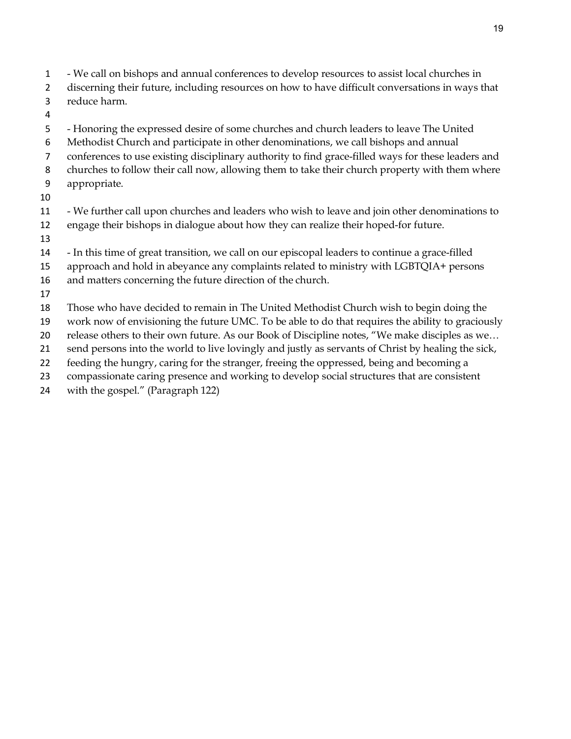- We call on bishops and annual conferences to develop resources to assist local churches in discerning their future, including resources on how to have difficult conversations in ways that reduce harm.

- Honoring the expressed desire of some churches and church leaders to leave The United Methodist Church and participate in other denominations, we call bishops and annual conferences to use existing disciplinary authority to find grace-filled ways for these leaders and churches to follow their call now, allowing them to take their church property with them where appropriate.

- We further call upon churches and leaders who wish to leave and join other denominations to engage their bishops in dialogue about how they can realize their hoped-for future.

- In this time of great transition, we call on our episcopal leaders to continue a grace-filled approach and hold in abeyance any complaints related to ministry with LGBTQIA+ persons and matters concerning the future direction of the church.

Those who have decided to remain in The United Methodist Church wish to begin doing the work now of envisioning the future UMC. To be able to do that requires the ability to graciously release others to their own future. As our Book of Discipline notes, "We make disciples as we… send persons into the world to live lovingly and justly as servants of Christ by healing the sick, feeding the hungry, caring for the stranger, freeing the oppressed, being and becoming a compassionate caring presence and working to develop social structures that are consistent with the gospel." (Paragraph 122)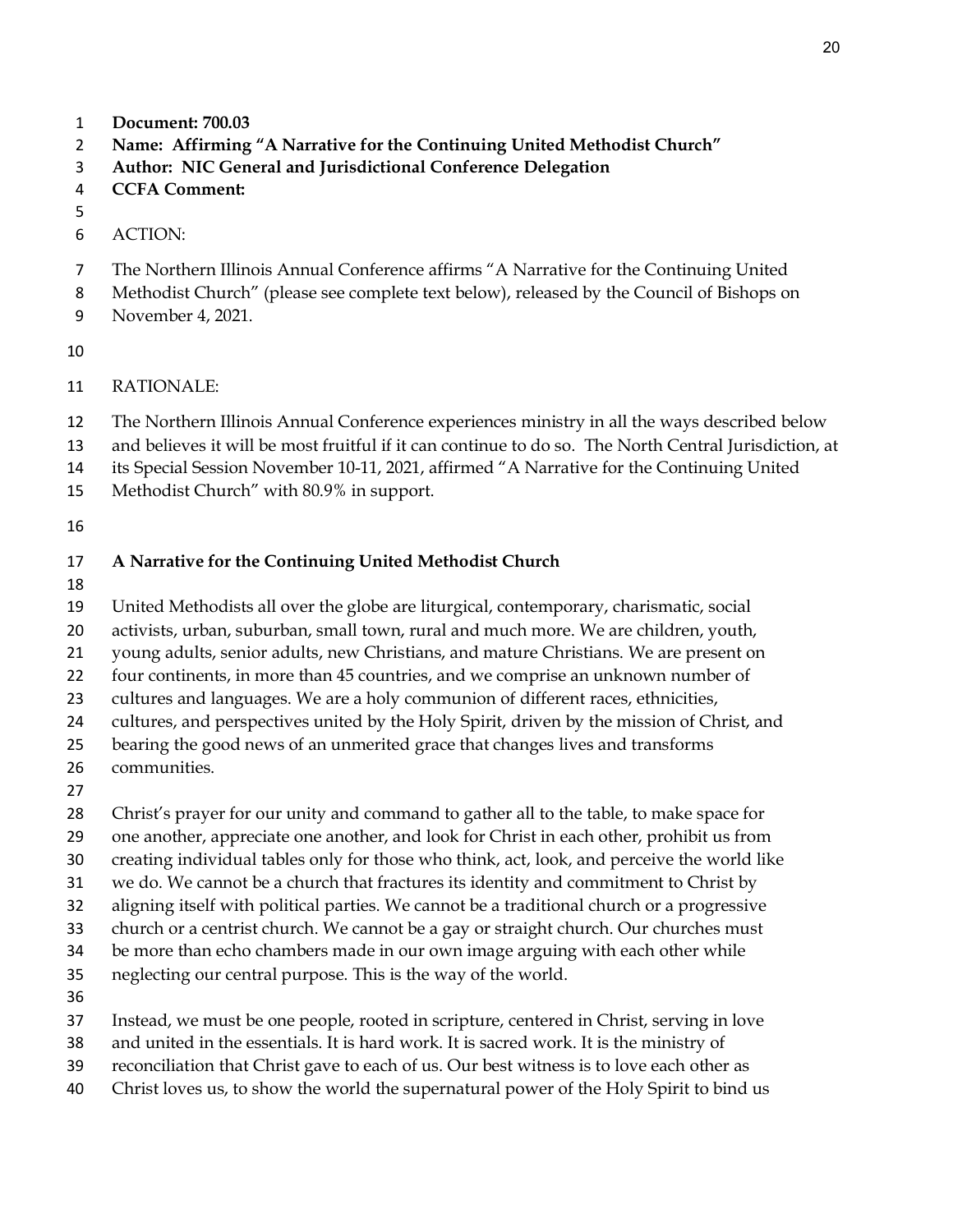**Document: 700.03**
**Name: Affirming "A Narrative for the Continuing United Methodist Church"**
**Author: NIC General and Jurisdictional Conference Delegation**
**CCFA Comment:**

ACTION:

The Northern Illinois Annual Conference affirms "A Narrative for the Continuing United Methodist Church" (please see complete text below), released by the Council of Bishops on November 4, 2021.

RATIONALE:

The Northern Illinois Annual Conference experiences ministry in all the ways described below and believes it will be most fruitful if it can continue to do so. The North Central Jurisdiction, at its Special Session November 10-11, 2021, affirmed "A Narrative for the Continuing United Methodist Church" with 80.9% in support.

**A Narrative for the Continuing United Methodist Church**

United Methodists all over the globe are liturgical, contemporary, charismatic, social activists, urban, suburban, small town, rural and much more. We are children, youth, young adults, senior adults, new Christians, and mature Christians. We are present on four continents, in more than 45 countries, and we comprise an unknown number of cultures and languages. We are a holy communion of different races, ethnicities, cultures, and perspectives united by the Holy Spirit, driven by the mission of Christ, and bearing the good news of an unmerited grace that changes lives and transforms communities.

Christ's prayer for our unity and command to gather all to the table, to make space for one another, appreciate one another, and look for Christ in each other, prohibit us from creating individual tables only for those who think, act, look, and perceive the world like we do. We cannot be a church that fractures its identity and commitment to Christ by aligning itself with political parties. We cannot be a traditional church or a progressive church or a centrist church. We cannot be a gay or straight church. Our churches must be more than echo chambers made in our own image arguing with each other while neglecting our central purpose. This is the way of the world.

Instead, we must be one people, rooted in scripture, centered in Christ, serving in love and united in the essentials. It is hard work. It is sacred work. It is the ministry of reconciliation that Christ gave to each of us. Our best witness is to love each other as Christ loves us, to show the world the supernatural power of the Holy Spirit to bind us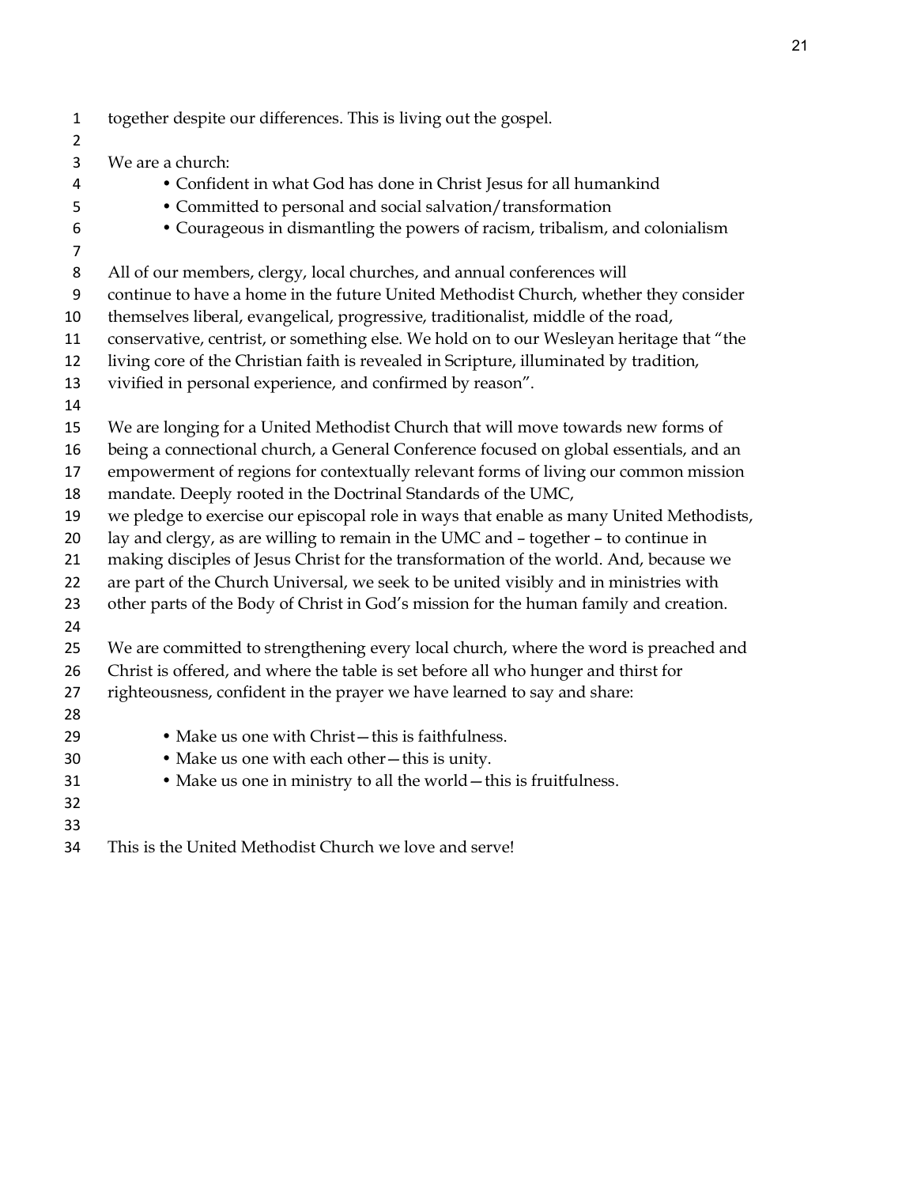together despite our differences. This is living out the gospel.

We are a church:

- Confident in what God has done in Christ Jesus for all humankind
- Committed to personal and social salvation/transformation
- Courageous in dismantling the powers of racism, tribalism, and colonialism

All of our members, clergy, local churches, and annual conferences will continue to have a home in the future United Methodist Church, whether they consider themselves liberal, evangelical, progressive, traditionalist, middle of the road, conservative, centrist, or something else. We hold on to our Wesleyan heritage that "the living core of the Christian faith is revealed in Scripture, illuminated by tradition, vivified in personal experience, and confirmed by reason".

We are longing for a United Methodist Church that will move towards new forms of being a connectional church, a General Conference focused on global essentials, and an empowerment of regions for contextually relevant forms of living our common mission mandate. Deeply rooted in the Doctrinal Standards of the UMC, we pledge to exercise our episcopal role in ways that enable as many United Methodists, lay and clergy, as are willing to remain in the UMC and – together – to continue in making disciples of Jesus Christ for the transformation of the world. And, because we are part of the Church Universal, we seek to be united visibly and in ministries with other parts of the Body of Christ in God's mission for the human family and creation.

We are committed to strengthening every local church, where the word is preached and Christ is offered, and where the table is set before all who hunger and thirst for righteousness, confident in the prayer we have learned to say and share:

- Make us one with Christ—this is faithfulness.
- Make us one with each other—this is unity.
- Make us one in ministry to all the world—this is fruitfulness.

This is the United Methodist Church we love and serve!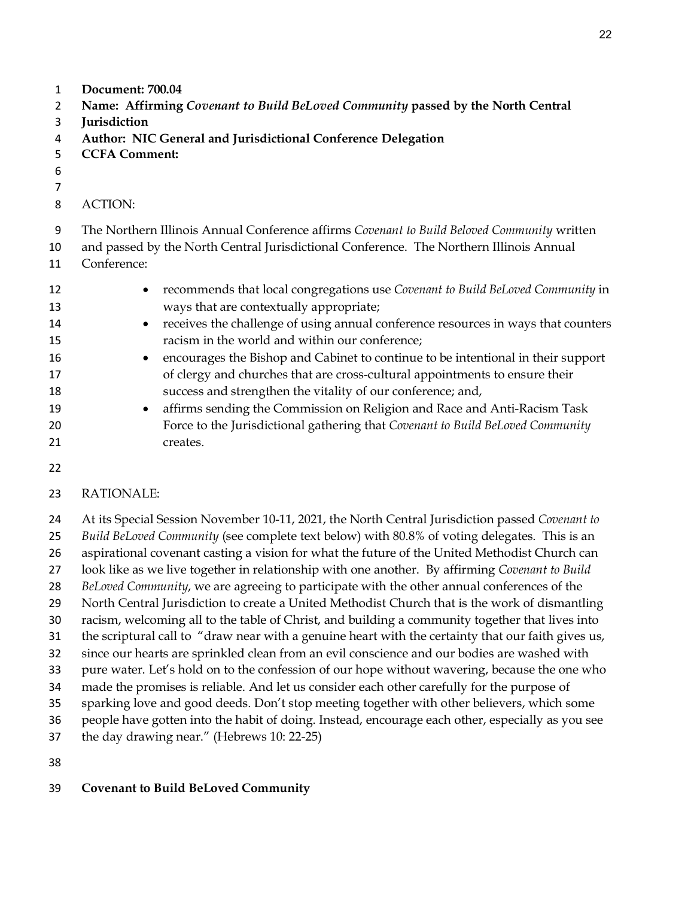**Document: 700.04**
**Name: Affirming *Covenant to Build BeLoved Community* passed by the North Central Jurisdiction**
**Author: NIC General and Jurisdictional Conference Delegation**
**CCFA Comment:**

ACTION:

The Northern Illinois Annual Conference affirms *Covenant to Build Beloved Community* written and passed by the North Central Jurisdictional Conference. The Northern Illinois Annual Conference:

- recommends that local congregations use *Covenant to Build BeLoved Community* in ways that are contextually appropriate;
- receives the challenge of using annual conference resources in ways that counters racism in the world and within our conference;
- encourages the Bishop and Cabinet to continue to be intentional in their support of clergy and churches that are cross-cultural appointments to ensure their success and strengthen the vitality of our conference; and,
- affirms sending the Commission on Religion and Race and Anti-Racism Task Force to the Jurisdictional gathering that *Covenant to Build BeLoved Community* creates.

RATIONALE:

At its Special Session November 10-11, 2021, the North Central Jurisdiction passed *Covenant to Build BeLoved Community* (see complete text below) with 80.8% of voting delegates. This is an aspirational covenant casting a vision for what the future of the United Methodist Church can look like as we live together in relationship with one another. By affirming *Covenant to Build BeLoved Community*, we are agreeing to participate with the other annual conferences of the North Central Jurisdiction to create a United Methodist Church that is the work of dismantling racism, welcoming all to the table of Christ, and building a community together that lives into the scriptural call to "draw near with a genuine heart with the certainty that our faith gives us, since our hearts are sprinkled clean from an evil conscience and our bodies are washed with pure water. Let's hold on to the confession of our hope without wavering, because the one who made the promises is reliable. And let us consider each other carefully for the purpose of sparking love and good deeds. Don't stop meeting together with other believers, which some people have gotten into the habit of doing. Instead, encourage each other, especially as you see the day drawing near." (Hebrews 10: 22-25)

**Covenant to Build BeLoved Community**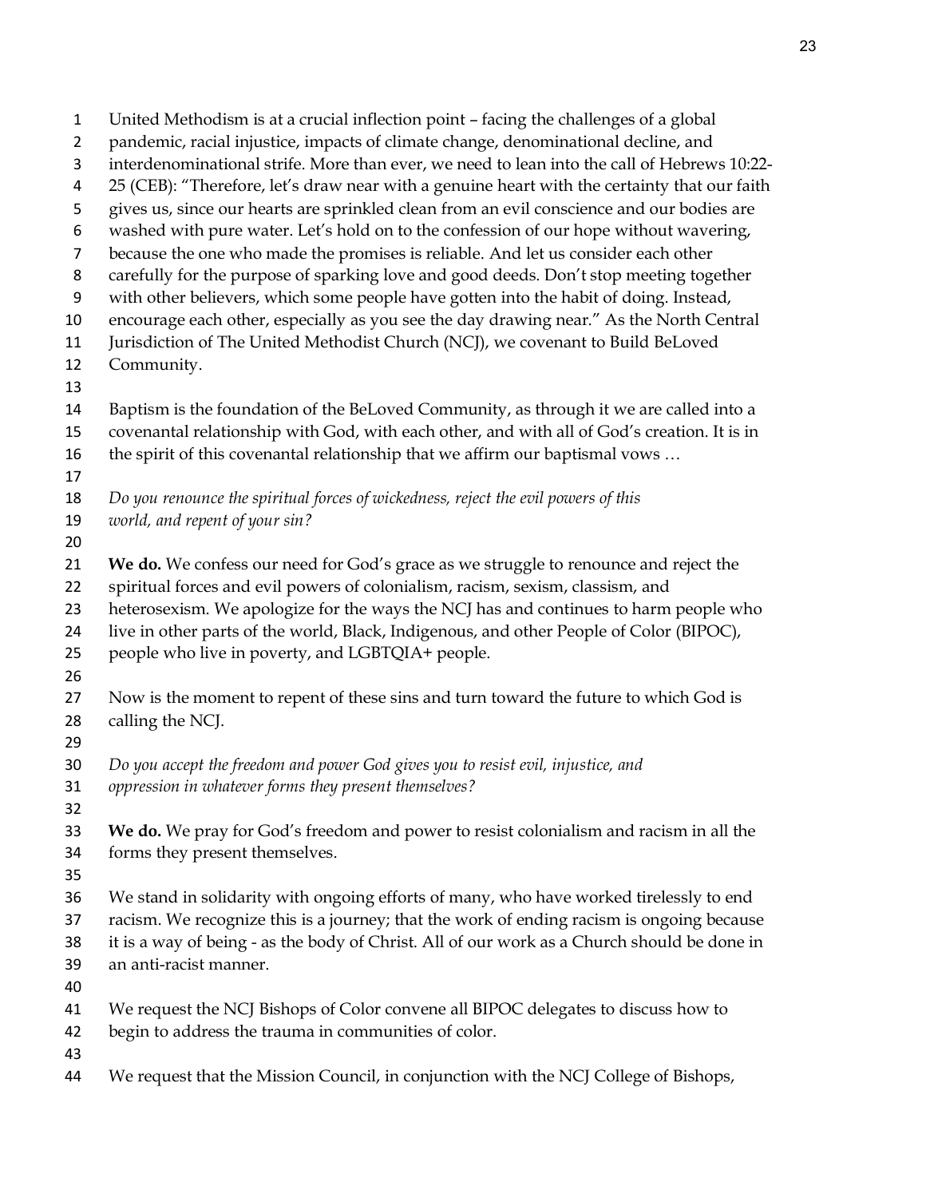United Methodism is at a crucial inflection point – facing the challenges of a global pandemic, racial injustice, impacts of climate change, denominational decline, and interdenominational strife. More than ever, we need to lean into the call of Hebrews 10:22-25 (CEB): "Therefore, let's draw near with a genuine heart with the certainty that our faith gives us, since our hearts are sprinkled clean from an evil conscience and our bodies are washed with pure water. Let's hold on to the confession of our hope without wavering, because the one who made the promises is reliable. And let us consider each other carefully for the purpose of sparking love and good deeds. Don't stop meeting together with other believers, which some people have gotten into the habit of doing. Instead, encourage each other, especially as you see the day drawing near." As the North Central Jurisdiction of The United Methodist Church (NCJ), we covenant to Build BeLoved Community.

Baptism is the foundation of the BeLoved Community, as through it we are called into a covenantal relationship with God, with each other, and with all of God's creation. It is in the spirit of this covenantal relationship that we affirm our baptismal vows …

*Do you renounce the spiritual forces of wickedness, reject the evil powers of this world, and repent of your sin?*

**We do.** We confess our need for God's grace as we struggle to renounce and reject the spiritual forces and evil powers of colonialism, racism, sexism, classism, and heterosexism. We apologize for the ways the NCJ has and continues to harm people who live in other parts of the world, Black, Indigenous, and other People of Color (BIPOC), people who live in poverty, and LGBTQIA+ people.

Now is the moment to repent of these sins and turn toward the future to which God is calling the NCJ.

*Do you accept the freedom and power God gives you to resist evil, injustice, and oppression in whatever forms they present themselves?*

**We do.** We pray for God's freedom and power to resist colonialism and racism in all the forms they present themselves.

We stand in solidarity with ongoing efforts of many, who have worked tirelessly to end racism. We recognize this is a journey; that the work of ending racism is ongoing because it is a way of being - as the body of Christ. All of our work as a Church should be done in an anti-racist manner.

We request the NCJ Bishops of Color convene all BIPOC delegates to discuss how to begin to address the trauma in communities of color.

We request that the Mission Council, in conjunction with the NCJ College of Bishops,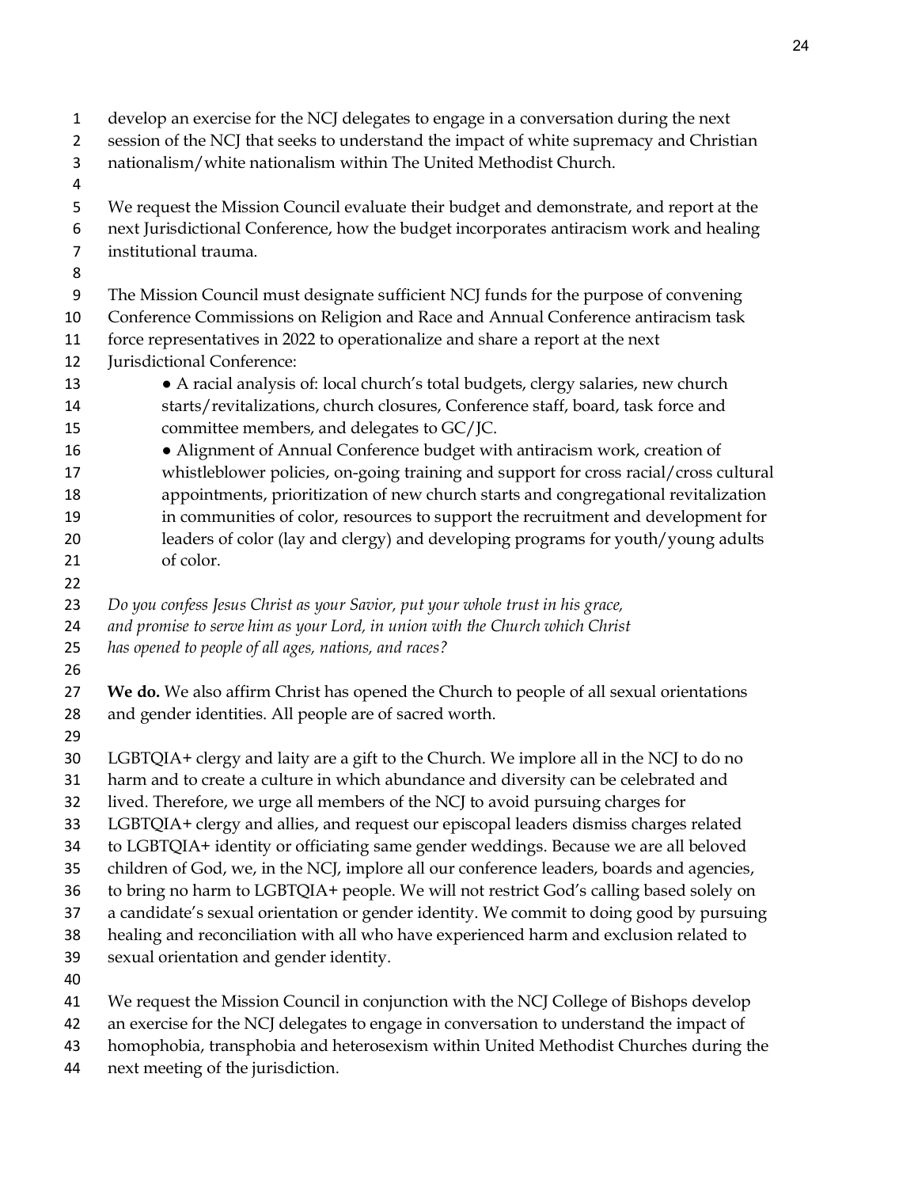develop an exercise for the NCJ delegates to engage in a conversation during the next session of the NCJ that seeks to understand the impact of white supremacy and Christian nationalism/white nationalism within The United Methodist Church.

We request the Mission Council evaluate their budget and demonstrate, and report at the next Jurisdictional Conference, how the budget incorporates antiracism work and healing institutional trauma.

The Mission Council must designate sufficient NCJ funds for the purpose of convening Conference Commissions on Religion and Race and Annual Conference antiracism task force representatives in 2022 to operationalize and share a report at the next Jurisdictional Conference:

- A racial analysis of: local church's total budgets, clergy salaries, new church starts/revitalizations, church closures, Conference staff, board, task force and committee members, and delegates to GC/JC.
- Alignment of Annual Conference budget with antiracism work, creation of whistleblower policies, on-going training and support for cross racial/cross cultural appointments, prioritization of new church starts and congregational revitalization in communities of color, resources to support the recruitment and development for leaders of color (lay and clergy) and developing programs for youth/young adults of color.

*Do you confess Jesus Christ as your Savior, put your whole trust in his grace, and promise to serve him as your Lord, in union with the Church which Christ has opened to people of all ages, nations, and races?*

**We do.** We also affirm Christ has opened the Church to people of all sexual orientations and gender identities. All people are of sacred worth.

LGBTQIA+ clergy and laity are a gift to the Church. We implore all in the NCJ to do no harm and to create a culture in which abundance and diversity can be celebrated and lived. Therefore, we urge all members of the NCJ to avoid pursuing charges for LGBTQIA+ clergy and allies, and request our episcopal leaders dismiss charges related to LGBTQIA+ identity or officiating same gender weddings. Because we are all beloved children of God, we, in the NCJ, implore all our conference leaders, boards and agencies, to bring no harm to LGBTQIA+ people. We will not restrict God's calling based solely on a candidate's sexual orientation or gender identity. We commit to doing good by pursuing healing and reconciliation with all who have experienced harm and exclusion related to sexual orientation and gender identity.

We request the Mission Council in conjunction with the NCJ College of Bishops develop an exercise for the NCJ delegates to engage in conversation to understand the impact of homophobia, transphobia and heterosexism within United Methodist Churches during the next meeting of the jurisdiction.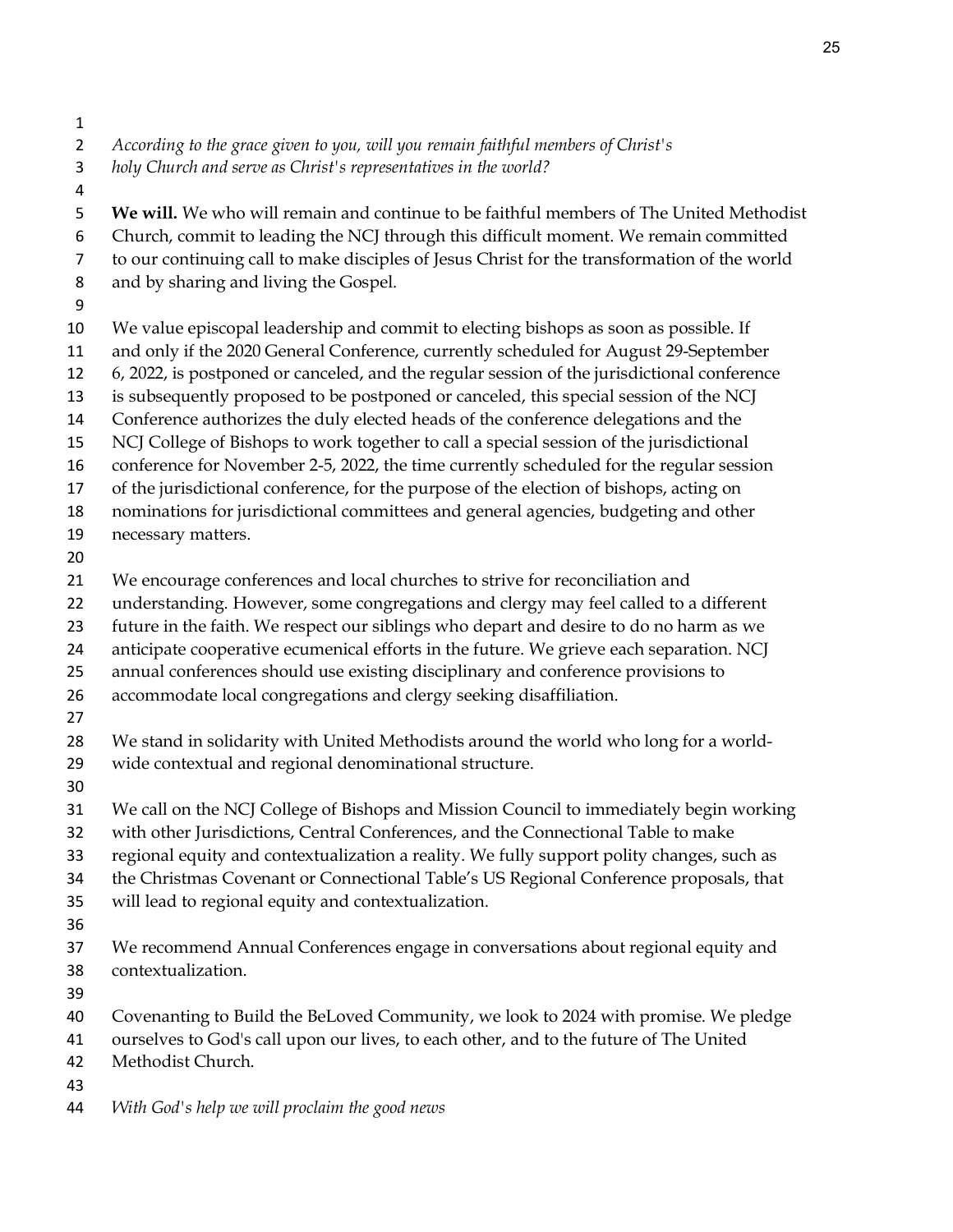*According to the grace given to you, will you remain faithful members of Christ's holy Church and serve as Christ's representatives in the world?*

**We will.** We who will remain and continue to be faithful members of The United Methodist Church, commit to leading the NCJ through this difficult moment. We remain committed to our continuing call to make disciples of Jesus Christ for the transformation of the world and by sharing and living the Gospel.

We value episcopal leadership and commit to electing bishops as soon as possible. If and only if the 2020 General Conference, currently scheduled for August 29-September 6, 2022, is postponed or canceled, and the regular session of the jurisdictional conference is subsequently proposed to be postponed or canceled, this special session of the NCJ Conference authorizes the duly elected heads of the conference delegations and the NCJ College of Bishops to work together to call a special session of the jurisdictional conference for November 2-5, 2022, the time currently scheduled for the regular session of the jurisdictional conference, for the purpose of the election of bishops, acting on nominations for jurisdictional committees and general agencies, budgeting and other necessary matters.

We encourage conferences and local churches to strive for reconciliation and understanding. However, some congregations and clergy may feel called to a different future in the faith. We respect our siblings who depart and desire to do no harm as we anticipate cooperative ecumenical efforts in the future. We grieve each separation. NCJ annual conferences should use existing disciplinary and conference provisions to accommodate local congregations and clergy seeking disaffiliation.

We stand in solidarity with United Methodists around the world who long for a world-wide contextual and regional denominational structure.

We call on the NCJ College of Bishops and Mission Council to immediately begin working with other Jurisdictions, Central Conferences, and the Connectional Table to make regional equity and contextualization a reality. We fully support polity changes, such as the Christmas Covenant or Connectional Table's US Regional Conference proposals, that will lead to regional equity and contextualization.

We recommend Annual Conferences engage in conversations about regional equity and contextualization.

Covenanting to Build the BeLoved Community, we look to 2024 with promise. We pledge ourselves to God's call upon our lives, to each other, and to the future of The United Methodist Church.

*With God's help we will proclaim the good news*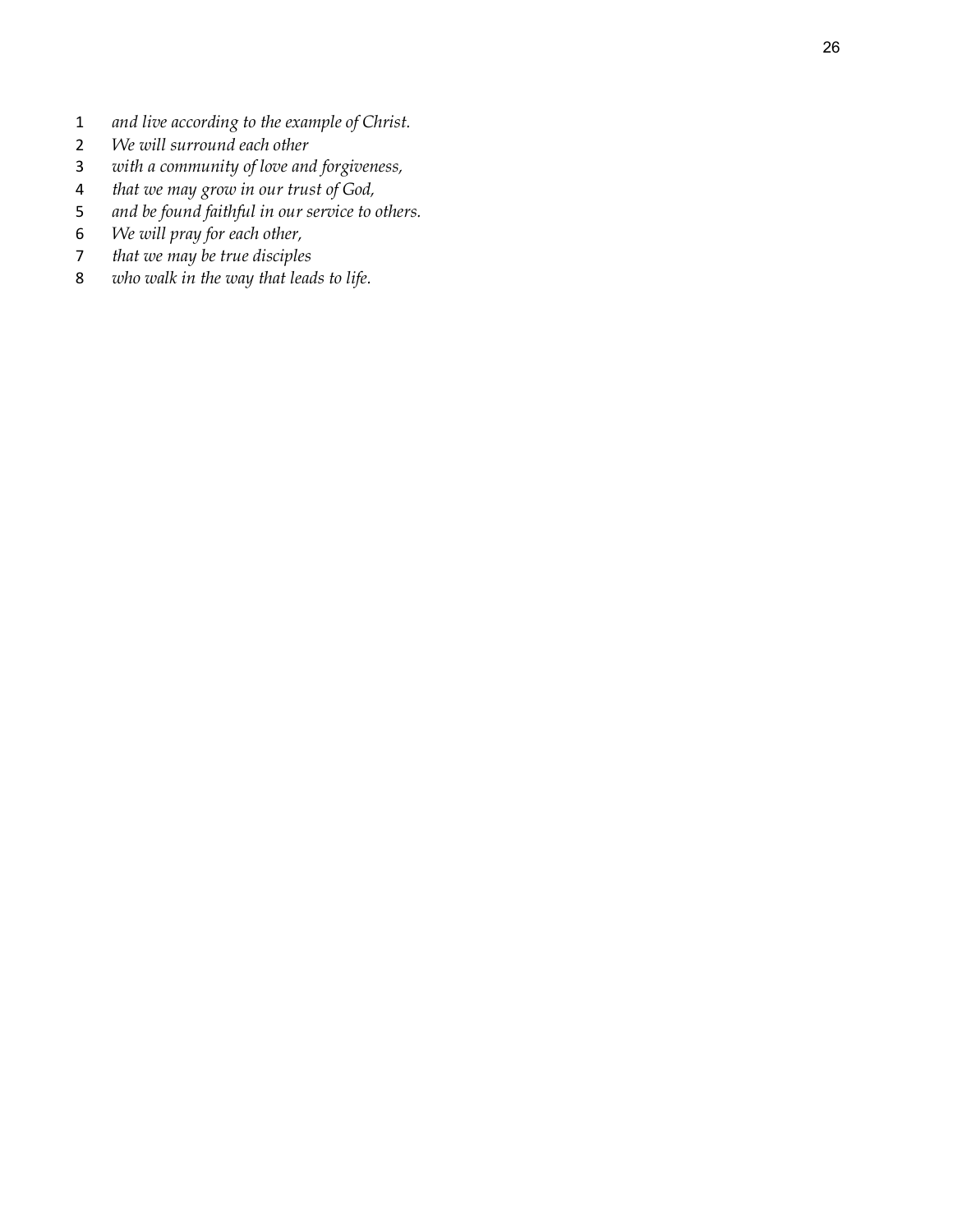*and live according to the example of Christ.*
*We will surround each other*
*with a community of love and forgiveness,*
*that we may grow in our trust of God,*
*and be found faithful in our service to others.*
*We will pray for each other,*
*that we may be true disciples*
*who walk in the way that leads to life.*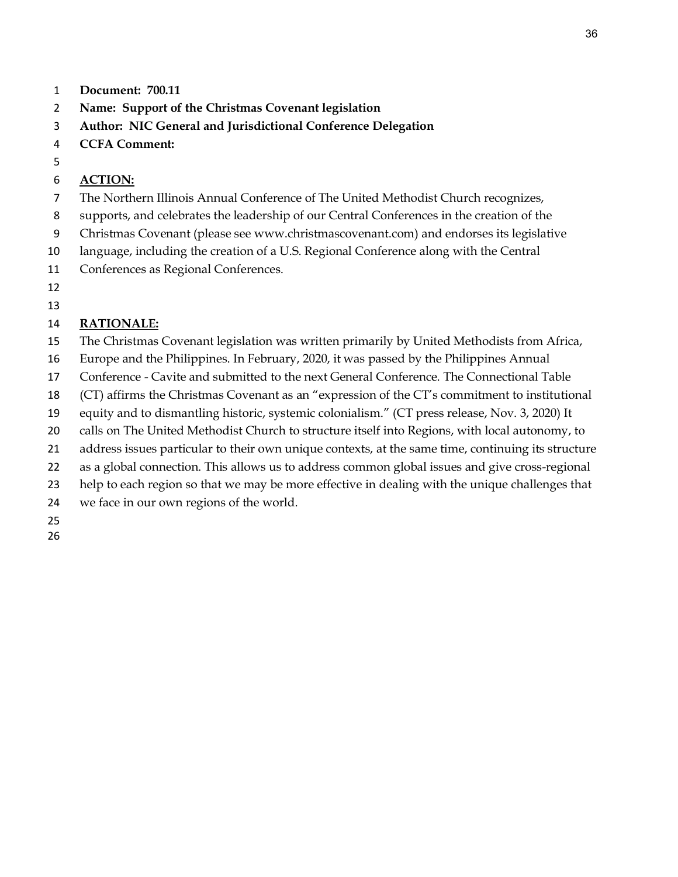**Document: 700.11**
**Name: Support of the Christmas Covenant legislation**
**Author: NIC General and Jurisdictional Conference Delegation**
**CCFA Comment:**

## ACTION:

The Northern Illinois Annual Conference of The United Methodist Church recognizes, supports, and celebrates the leadership of our Central Conferences in the creation of the Christmas Covenant (please see www.christmascovenant.com) and endorses its legislative language, including the creation of a U.S. Regional Conference along with the Central Conferences as Regional Conferences.

## RATIONALE:

The Christmas Covenant legislation was written primarily by United Methodists from Africa, Europe and the Philippines. In February, 2020, it was passed by the Philippines Annual Conference - Cavite and submitted to the next General Conference. The Connectional Table (CT) affirms the Christmas Covenant as an "expression of the CT's commitment to institutional equity and to dismantling historic, systemic colonialism." (CT press release, Nov. 3, 2020) It calls on The United Methodist Church to structure itself into Regions, with local autonomy, to address issues particular to their own unique contexts, at the same time, continuing its structure as a global connection. This allows us to address common global issues and give cross-regional help to each region so that we may be more effective in dealing with the unique challenges that we face in our own regions of the world.